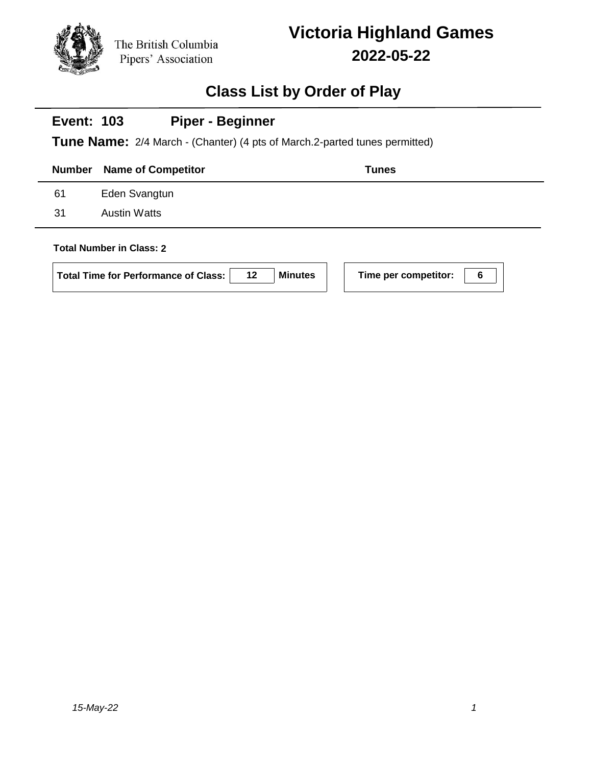The British Columbia Pipers' Association

# Victoria Highland Games

## 2022-05-22

## Class List by Order of Play

### Event: 103 Piper - Beginner

**Tune Name:** 2/4 March - (Chanter) (4 pts of March.2-parted tunes permitted)

| Number | Name of Competitor | Tunes |
|---|---|---|
| 61 | Eden Svangtun | |
| 31 | Austin Watts | |

**Total Number in Class: 2**

**Total Time for Performance of Class:** 12 **Minutes**

**Time per competitor:** 6

*15-May-22*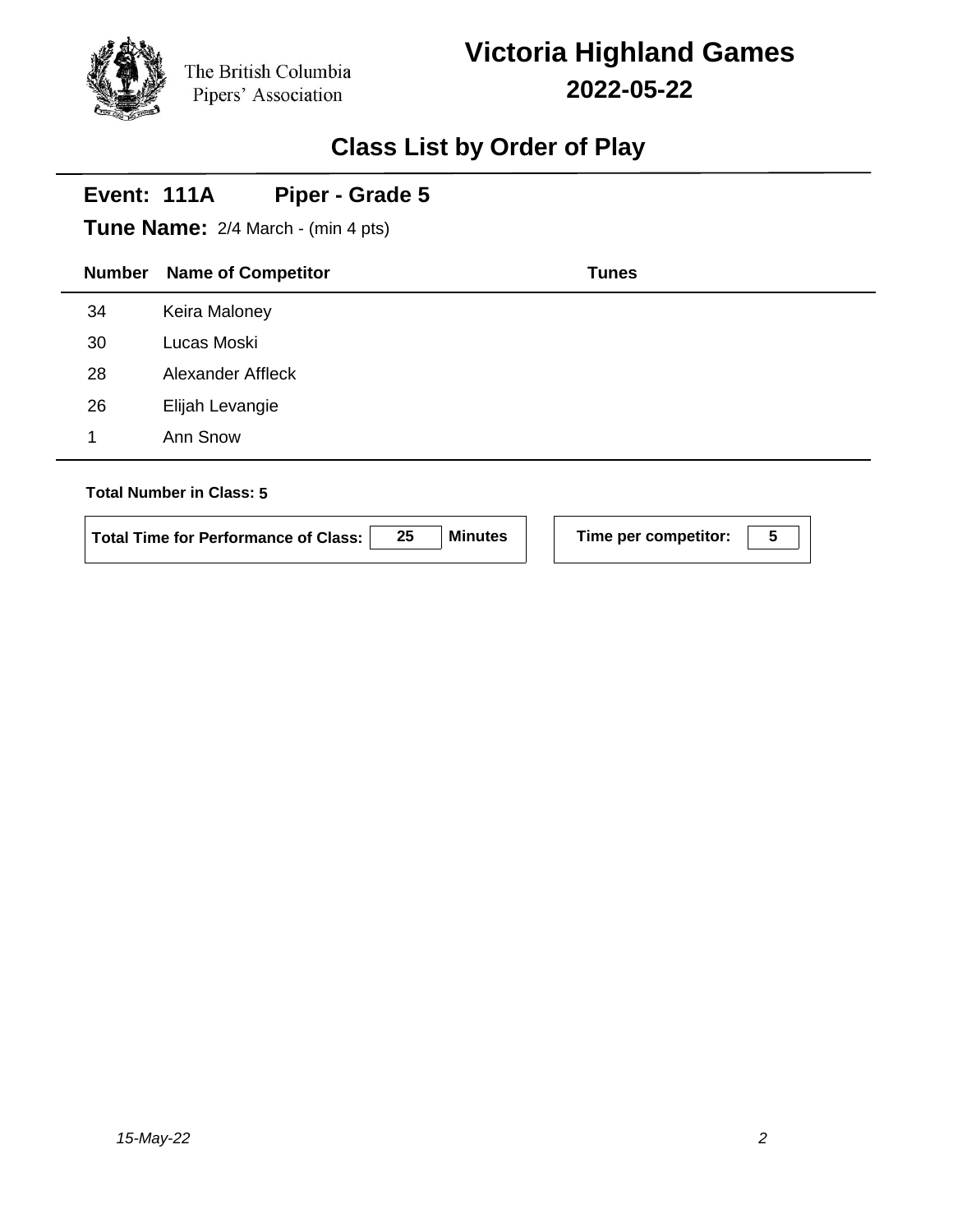The British Columbia Pipers' Association

# Victoria Highland Games

## 2022-05-22

## Class List by Order of Play

### Event: 111A Piper - Grade 5

**Tune Name:** 2/4 March - (min 4 pts)

| Number | Name of Competitor | Tunes |
|---|---|---|
| 34 | Keira Maloney | |
| 30 | Lucas Moski | |
| 28 | Alexander Affleck | |
| 26 | Elijah Levangie | |
| 1 | Ann Snow | |

**Total Number in Class: 5**

**Total Time for Performance of Class:** 25 **Minutes**

**Time per competitor:** 5

*15-May-22*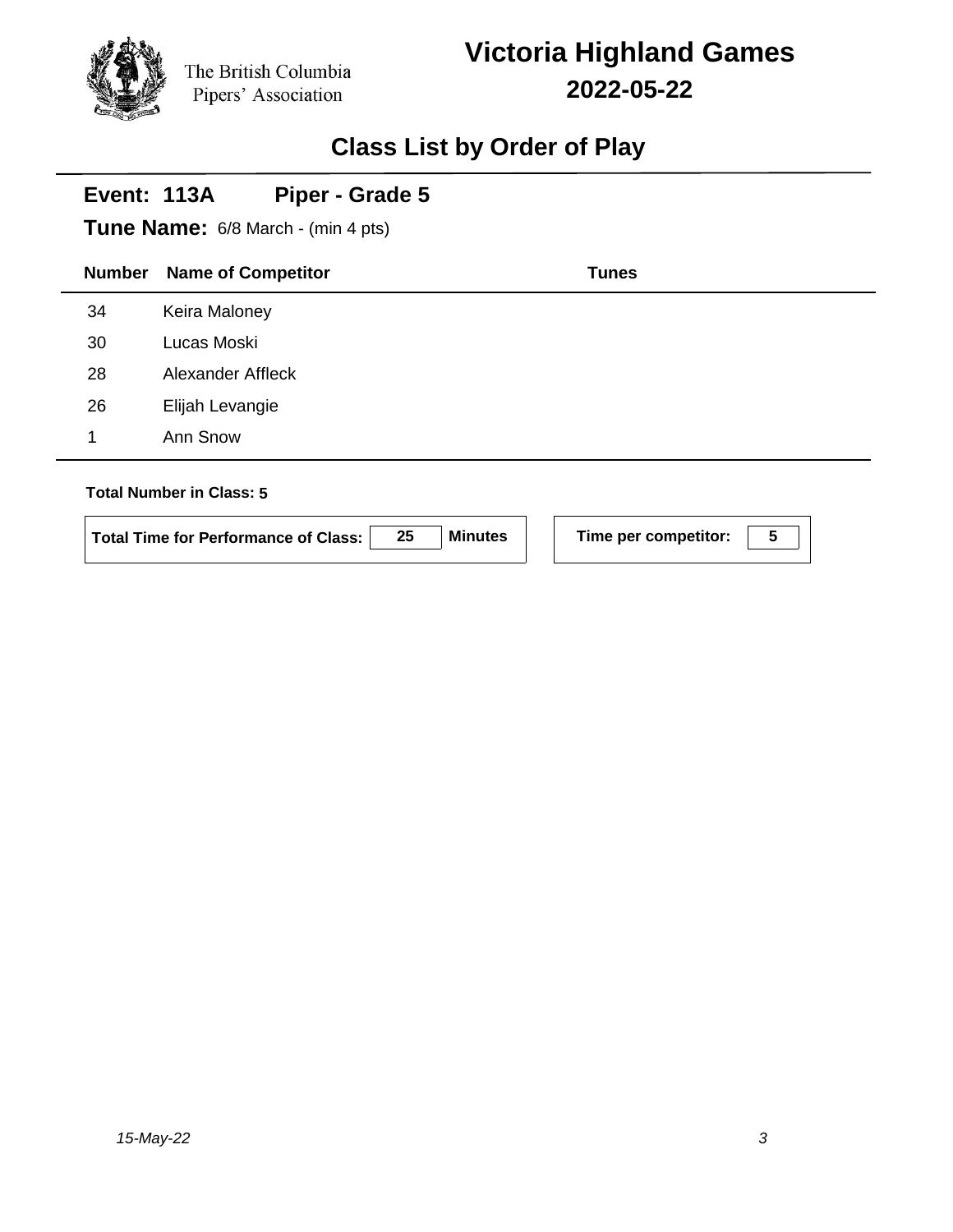The British Columbia Pipers' Association

# Victoria Highland Games

## 2022-05-22

## Class List by Order of Play

### Event: 113A Piper - Grade 5

**Tune Name:** 6/8 March - (min 4 pts)

| Number | Name of Competitor | Tunes |
|---|---|---|
| 34 | Keira Maloney | |
| 30 | Lucas Moski | |
| 28 | Alexander Affleck | |
| 26 | Elijah Levangie | |
| 1 | Ann Snow | |

**Total Number in Class: 5**

**Total Time for Performance of Class:** 25 **Minutes**

**Time per competitor:** 5

*15-May-22*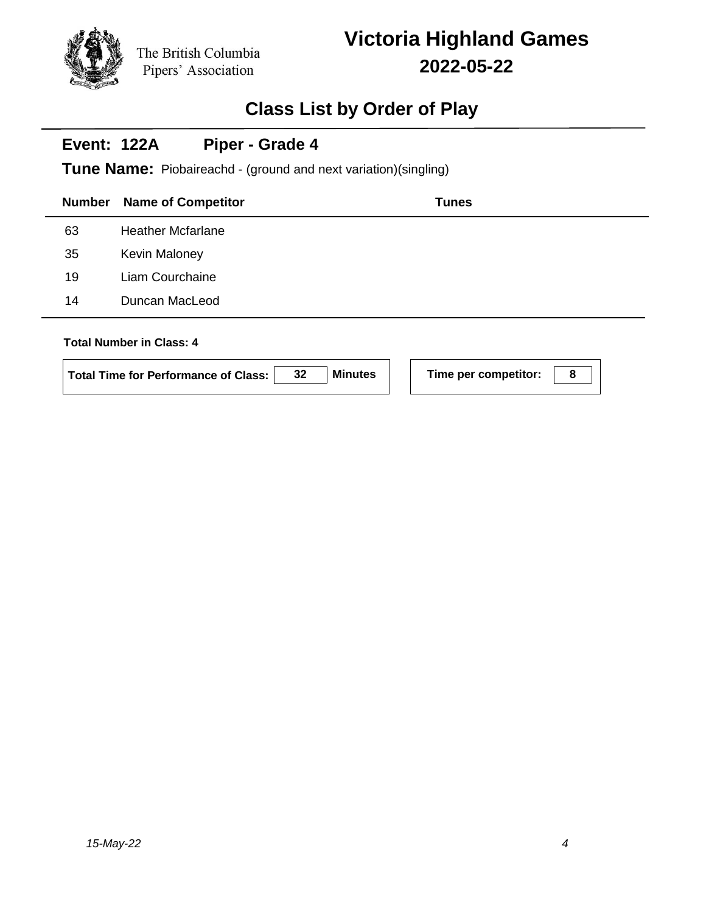The British Columbia Pipers' Association

# Victoria Highland Games

## 2022-05-22

## Class List by Order of Play

### Event: 122A Piper - Grade 4

**Tune Name:** Piobaireachd - (ground and next variation)(singling)

| Number | Name of Competitor | Tunes |
|---|---|---|
| 63 | Heather Mcfarlane | |
| 35 | Kevin Maloney | |
| 19 | Liam Courchaine | |
| 14 | Duncan MacLeod | |

**Total Number in Class: 4**

**Total Time for Performance of Class:** 32 **Minutes**

**Time per competitor:** 8

*15-May-22*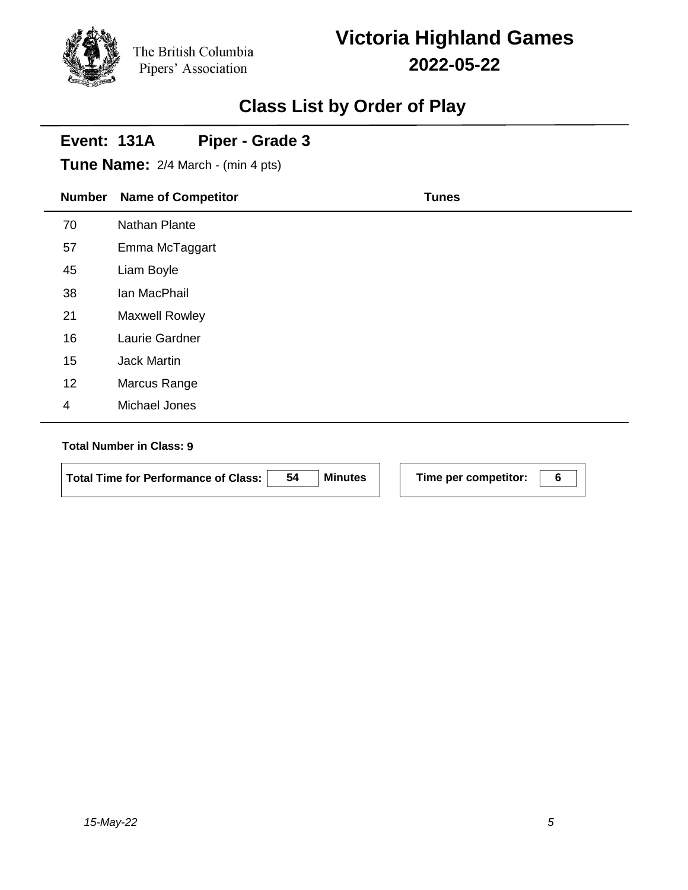The British Columbia Pipers' Association

# Victoria Highland Games

## 2022-05-22

## Class List by Order of Play

### Event: 131A Piper - Grade 3

**Tune Name:** 2/4 March - (min 4 pts)

| Number | Name of Competitor | Tunes |
|---|---|---|
| 70 | Nathan Plante | |
| 57 | Emma McTaggart | |
| 45 | Liam Boyle | |
| 38 | Ian MacPhail | |
| 21 | Maxwell Rowley | |
| 16 | Laurie Gardner | |
| 15 | Jack Martin | |
| 12 | Marcus Range | |
| 4 | Michael Jones | |

**Total Number in Class: 9**

**Total Time for Performance of Class:** 54 **Minutes**

**Time per competitor:** 6

*15-May-22*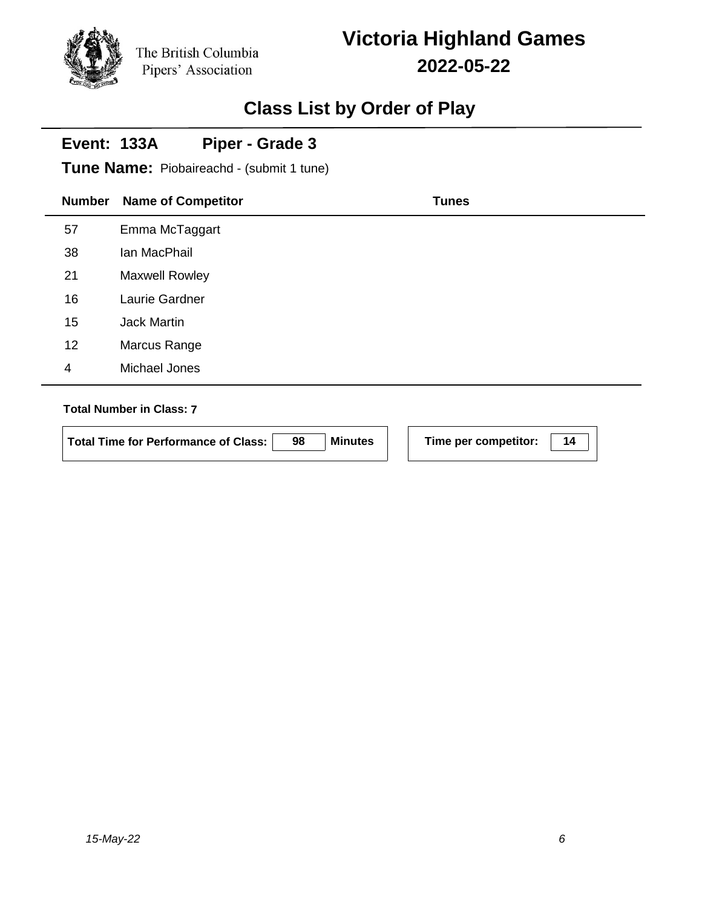The British Columbia Pipers' Association

# Victoria Highland Games

## 2022-05-22

## Class List by Order of Play

### Event: 133A Piper - Grade 3

**Tune Name:** Piobaireachd - (submit 1 tune)

| Number | Name of Competitor | Tunes |
|---|---|---|
| 57 | Emma McTaggart | |
| 38 | Ian MacPhail | |
| 21 | Maxwell Rowley | |
| 16 | Laurie Gardner | |
| 15 | Jack Martin | |
| 12 | Marcus Range | |
| 4 | Michael Jones | |

**Total Number in Class: 7**

**Total Time for Performance of Class:** 98 **Minutes**

**Time per competitor:** 14

*15-May-22*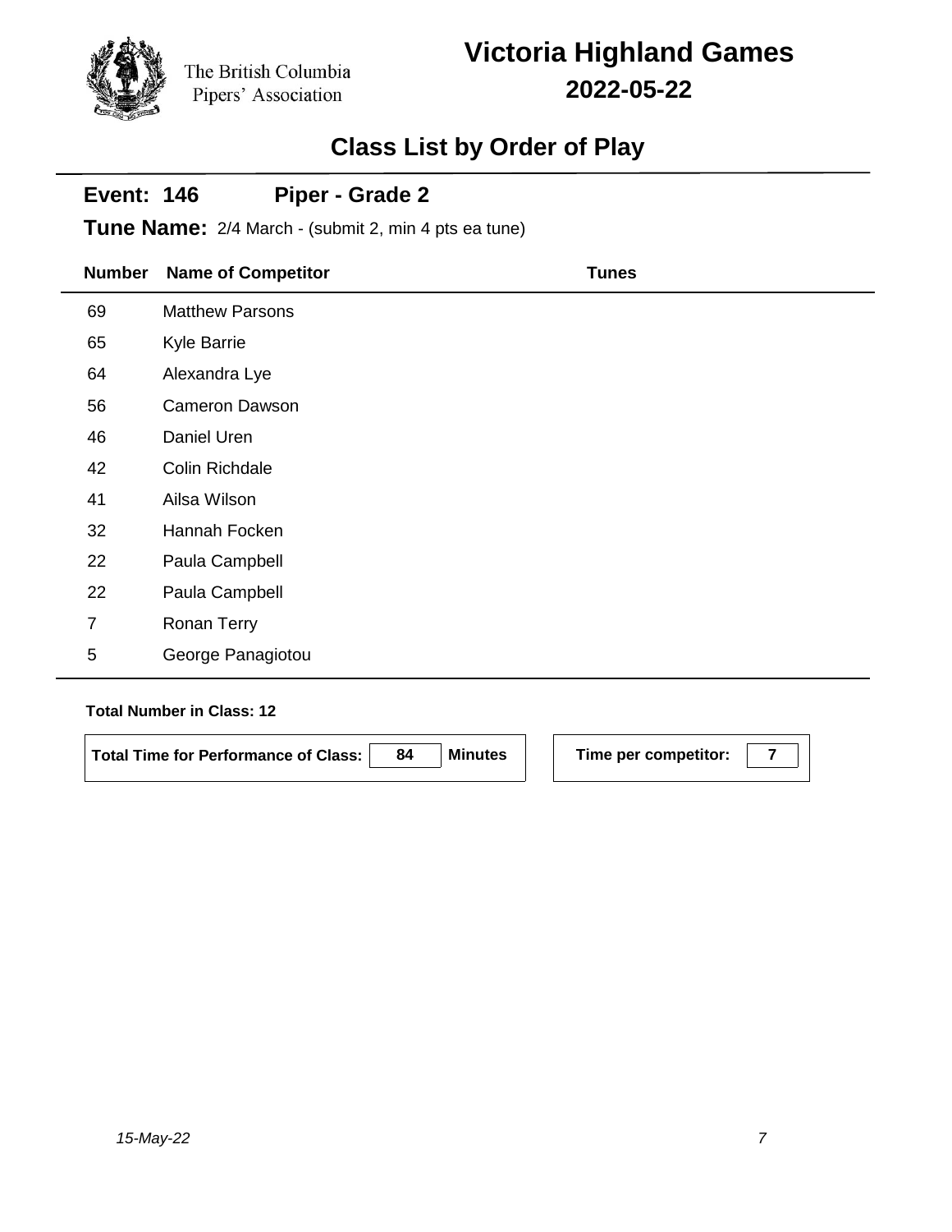The British Columbia Pipers' Association

# Victoria Highland Games

## 2022-05-22

## Class List by Order of Play

**Event: 146 Piper - Grade 2**

**Tune Name:** 2/4 March - (submit 2, min 4 pts ea tune)

| Number | Name of Competitor | Tunes |
|---|---|---|
| 69 | Matthew Parsons | |
| 65 | Kyle Barrie | |
| 64 | Alexandra Lye | |
| 56 | Cameron Dawson | |
| 46 | Daniel Uren | |
| 42 | Colin Richdale | |
| 41 | Ailsa Wilson | |
| 32 | Hannah Focken | |
| 22 | Paula Campbell | |
| 22 | Paula Campbell | |
| 7 | Ronan Terry | |
| 5 | George Panagiotou | |

**Total Number in Class: 12**

**Total Time for Performance of Class:** 84 **Minutes**

**Time per competitor:** 7

*15-May-22*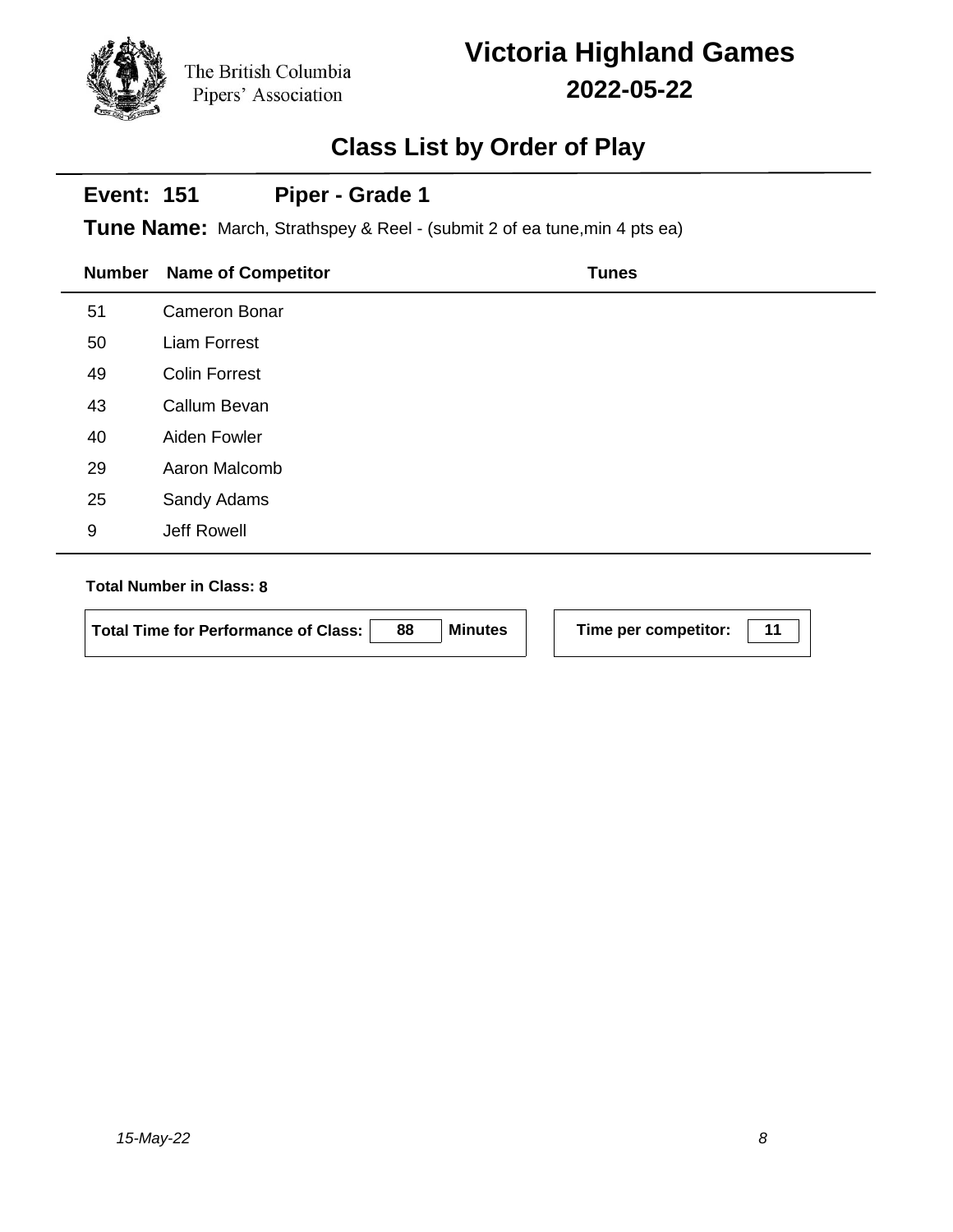The British Columbia Pipers' Association

# Victoria Highland Games

## 2022-05-22

## Class List by Order of Play

### Event: 151 Piper - Grade 1

**Tune Name:** March, Strathspey & Reel - (submit 2 of ea tune,min 4 pts ea)

| Number | Name of Competitor | Tunes |
|---|---|---|
| 51 | Cameron Bonar | |
| 50 | Liam Forrest | |
| 49 | Colin Forrest | |
| 43 | Callum Bevan | |
| 40 | Aiden Fowler | |
| 29 | Aaron Malcomb | |
| 25 | Sandy Adams | |
| 9 | Jeff Rowell | |

**Total Number in Class: 8**

**Total Time for Performance of Class:** 88 **Minutes**

**Time per competitor:** 11

*15-May-22*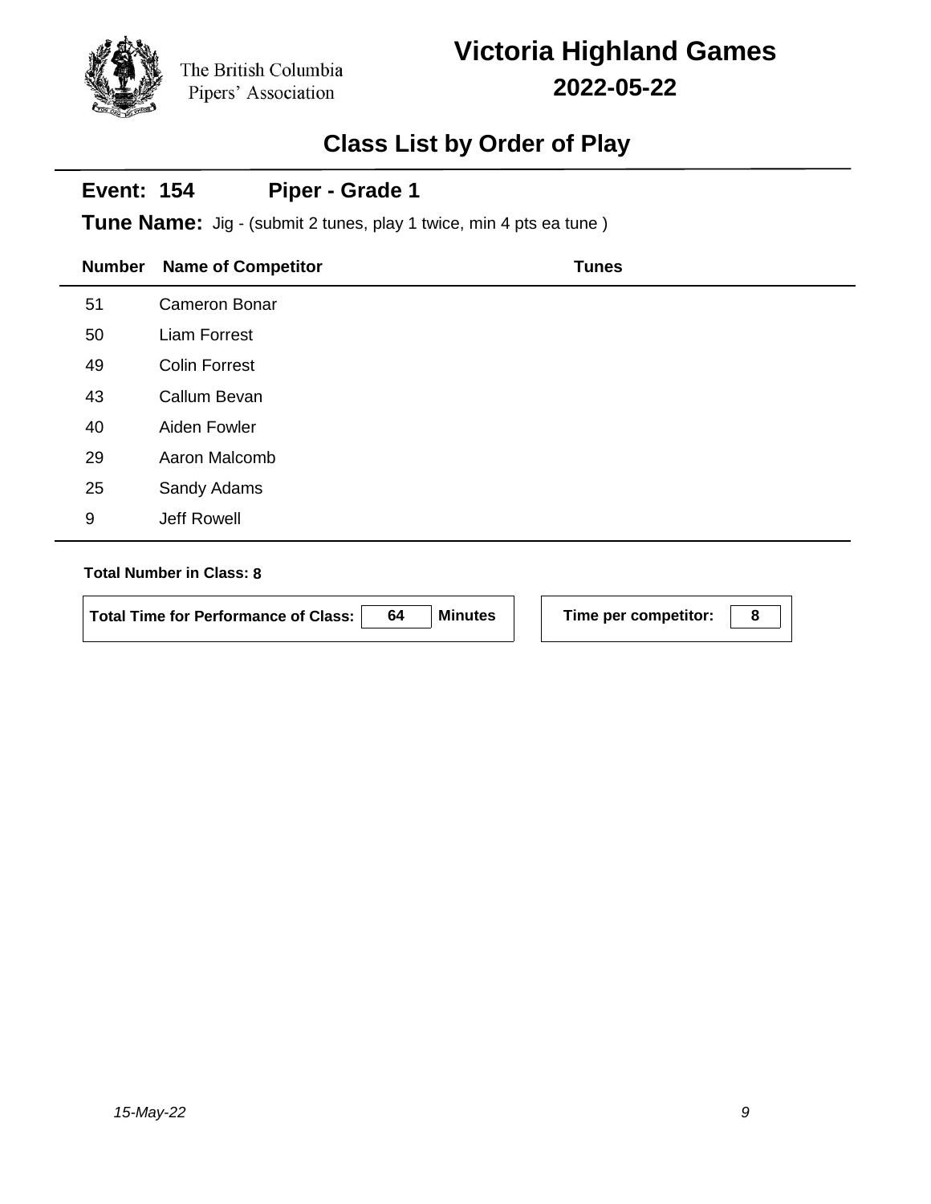The British Columbia Pipers' Association

# Victoria Highland Games

## 2022-05-22

## Class List by Order of Play

### Event: 154 Piper - Grade 1

**Tune Name:** Jig - (submit 2 tunes, play 1 twice, min 4 pts ea tune )

| Number | Name of Competitor | Tunes |
|---|---|---|
| 51 | Cameron Bonar | |
| 50 | Liam Forrest | |
| 49 | Colin Forrest | |
| 43 | Callum Bevan | |
| 40 | Aiden Fowler | |
| 29 | Aaron Malcomb | |
| 25 | Sandy Adams | |
| 9 | Jeff Rowell | |

**Total Number in Class: 8**

**Total Time for Performance of Class:** 64 **Minutes**

**Time per competitor:** 8

*15-May-22*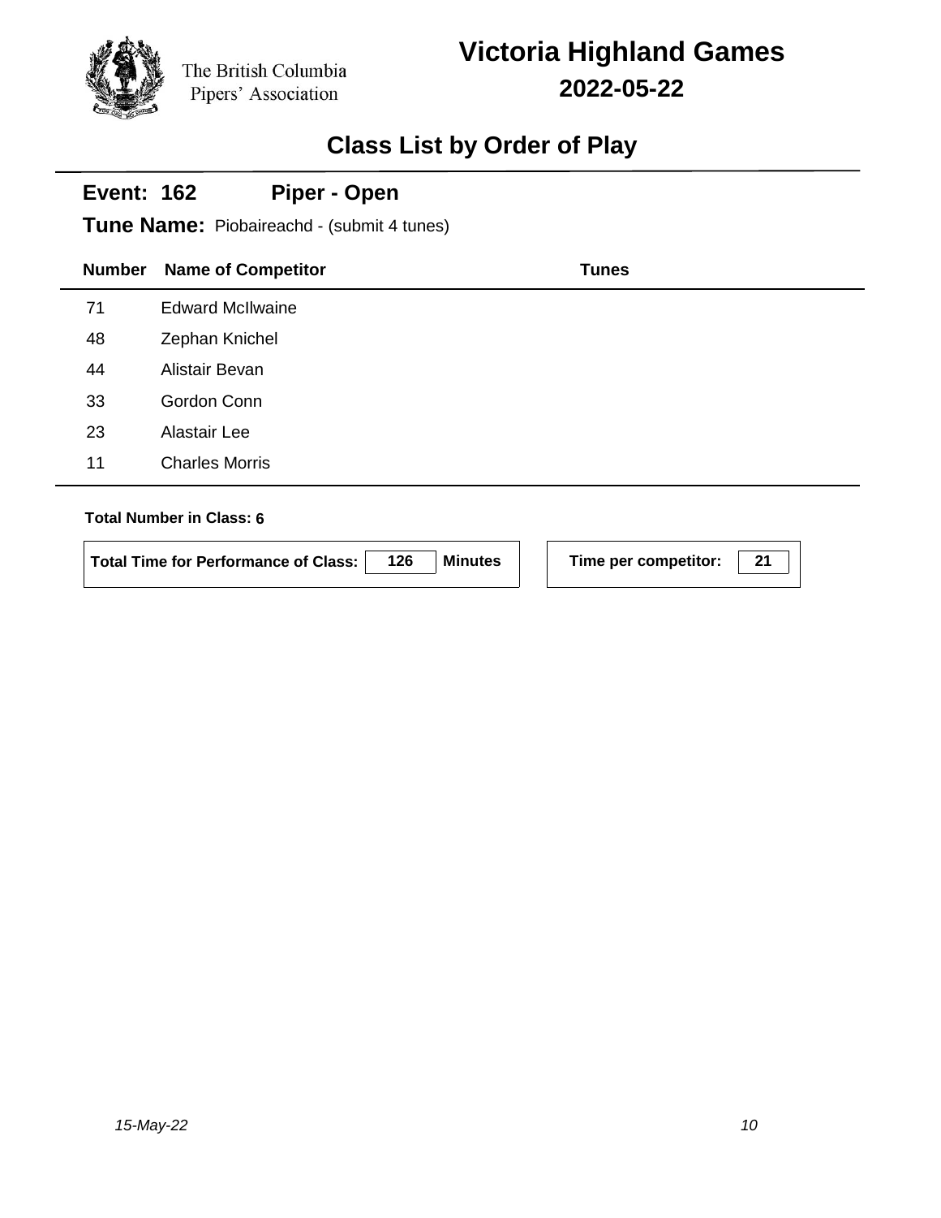The British Columbia Pipers' Association

# Victoria Highland Games

## 2022-05-22

## Class List by Order of Play

### Event: 162 Piper - Open

**Tune Name:** Piobaireachd - (submit 4 tunes)

| Number | Name of Competitor | Tunes |
|---|---|---|
| 71 | Edward McIlwaine | |
| 48 | Zephan Knichel | |
| 44 | Alistair Bevan | |
| 33 | Gordon Conn | |
| 23 | Alastair Lee | |
| 11 | Charles Morris | |

**Total Number in Class: 6**

**Total Time for Performance of Class:** 126 **Minutes**

**Time per competitor:** 21

*15-May-22*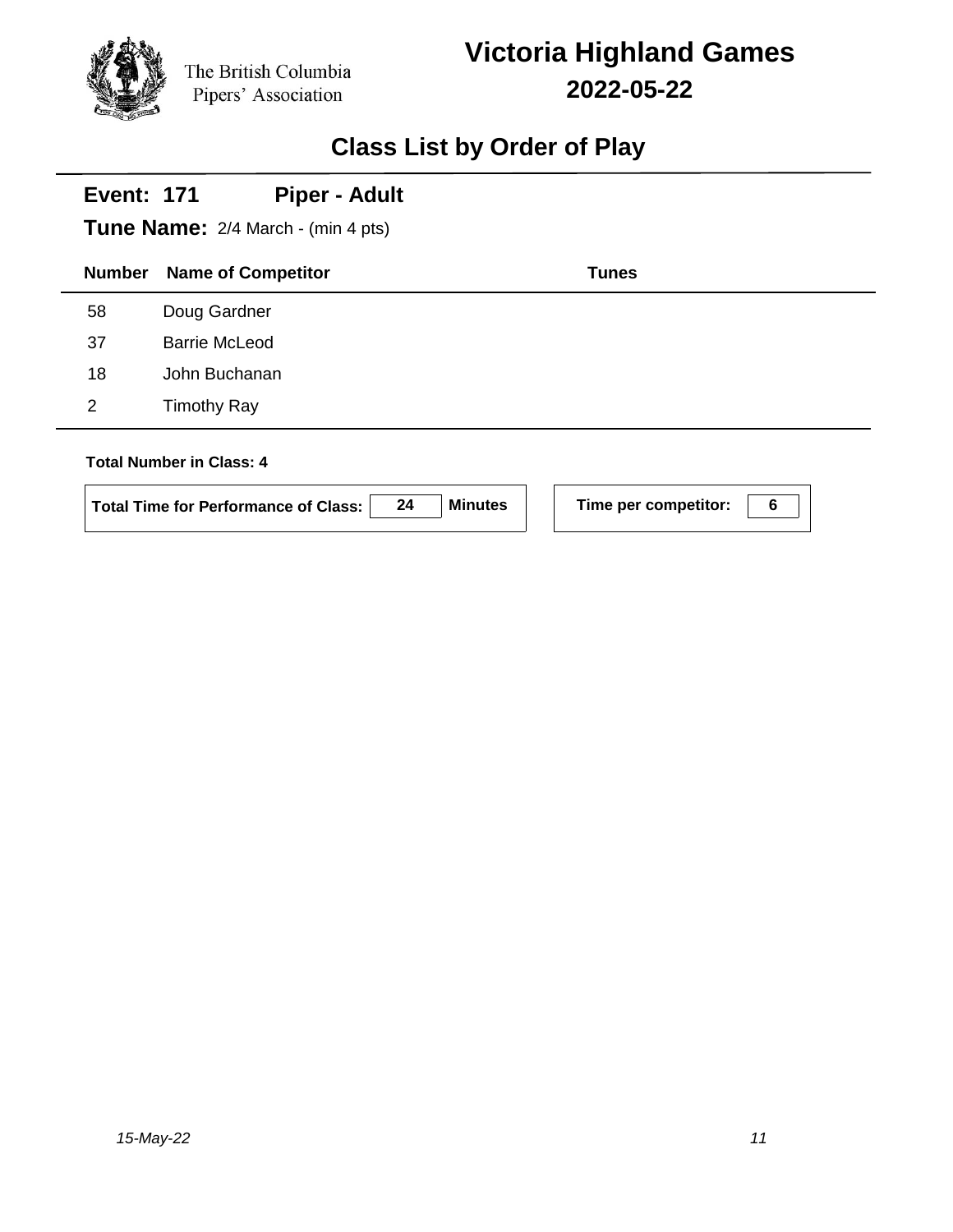The British Columbia Pipers' Association

# Victoria Highland Games

## 2022-05-22

## Class List by Order of Play

### Event: 171 Piper - Adult

**Tune Name:** 2/4 March - (min 4 pts)

| Number | Name of Competitor | Tunes |
|---|---|---|
| 58 | Doug Gardner | |
| 37 | Barrie McLeod | |
| 18 | John Buchanan | |
| 2 | Timothy Ray | |

**Total Number in Class: 4**

**Total Time for Performance of Class:** 24 **Minutes**

**Time per competitor:** 6

*15-May-22*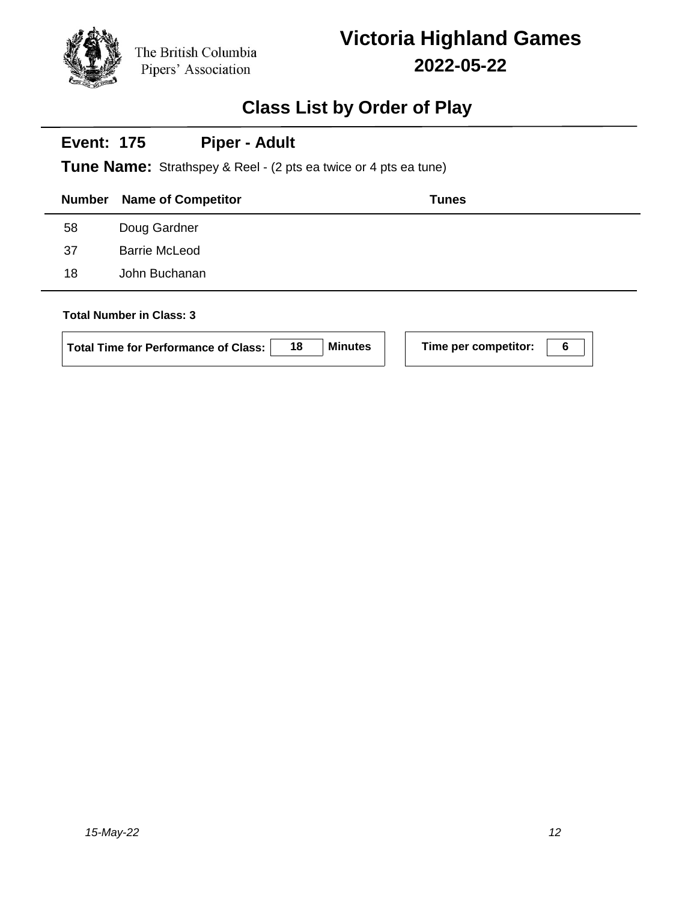The British Columbia Pipers' Association

# Victoria Highland Games

## 2022-05-22

## Class List by Order of Play

### Event: 175 Piper - Adult

**Tune Name:** Strathspey & Reel - (2 pts ea twice or 4 pts ea tune)

| Number | Name of Competitor | Tunes |
|---|---|---|
| 58 | Doug Gardner | |
| 37 | Barrie McLeod | |
| 18 | John Buchanan | |

**Total Number in Class: 3**

**Total Time for Performance of Class:** 18 **Minutes**

**Time per competitor:** 6

*15-May-22*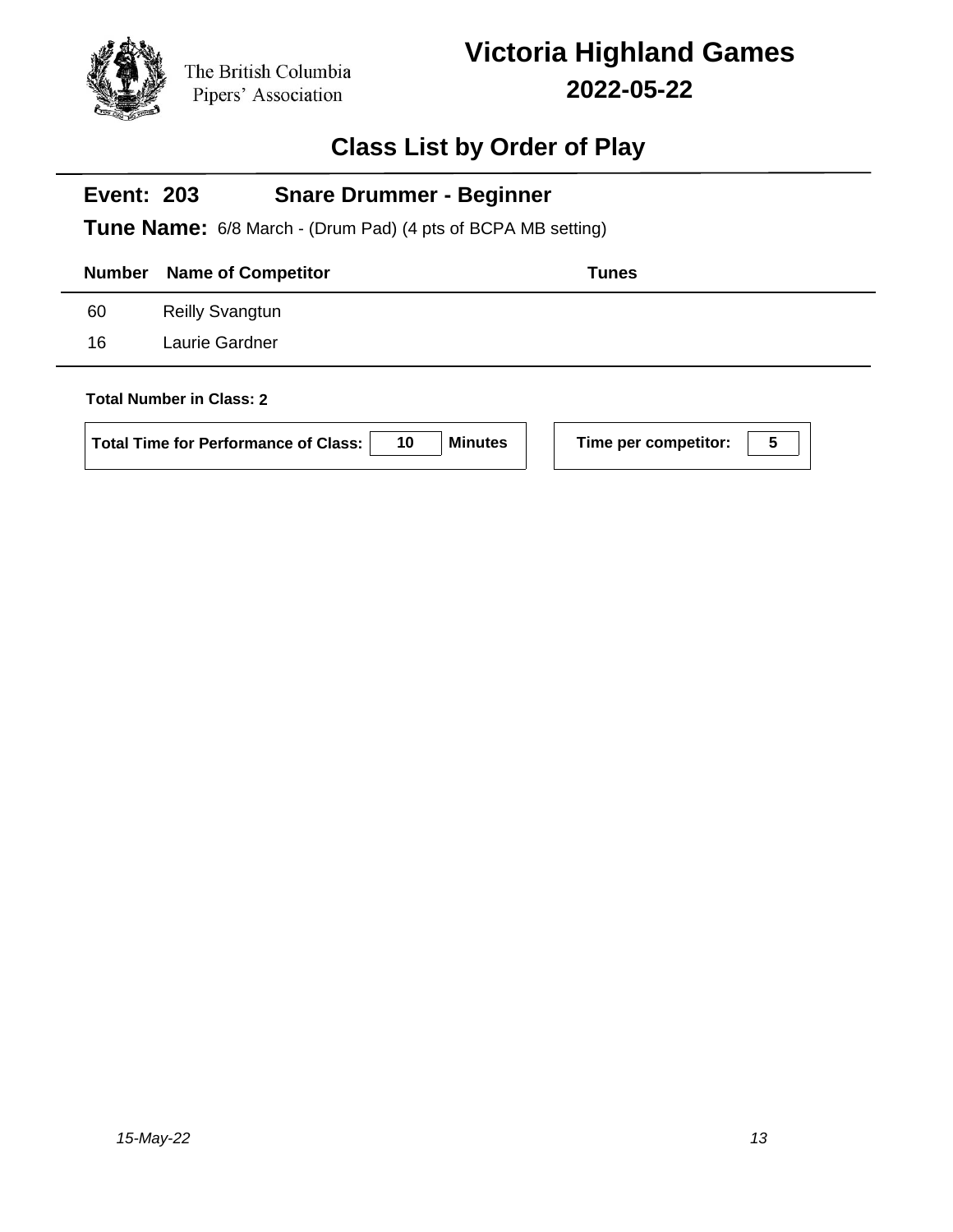The British Columbia Pipers' Association

# Victoria Highland Games

## 2022-05-22

## Class List by Order of Play

### Event: 203 Snare Drummer - Beginner

**Tune Name:** 6/8 March - (Drum Pad) (4 pts of BCPA MB setting)

| Number | Name of Competitor | Tunes |
|---|---|---|
| 60 | Reilly Svangtun | |
| 16 | Laurie Gardner | |

**Total Number in Class: 2**

**Total Time for Performance of Class:** 10 **Minutes**

**Time per competitor:** 5

*15-May-22*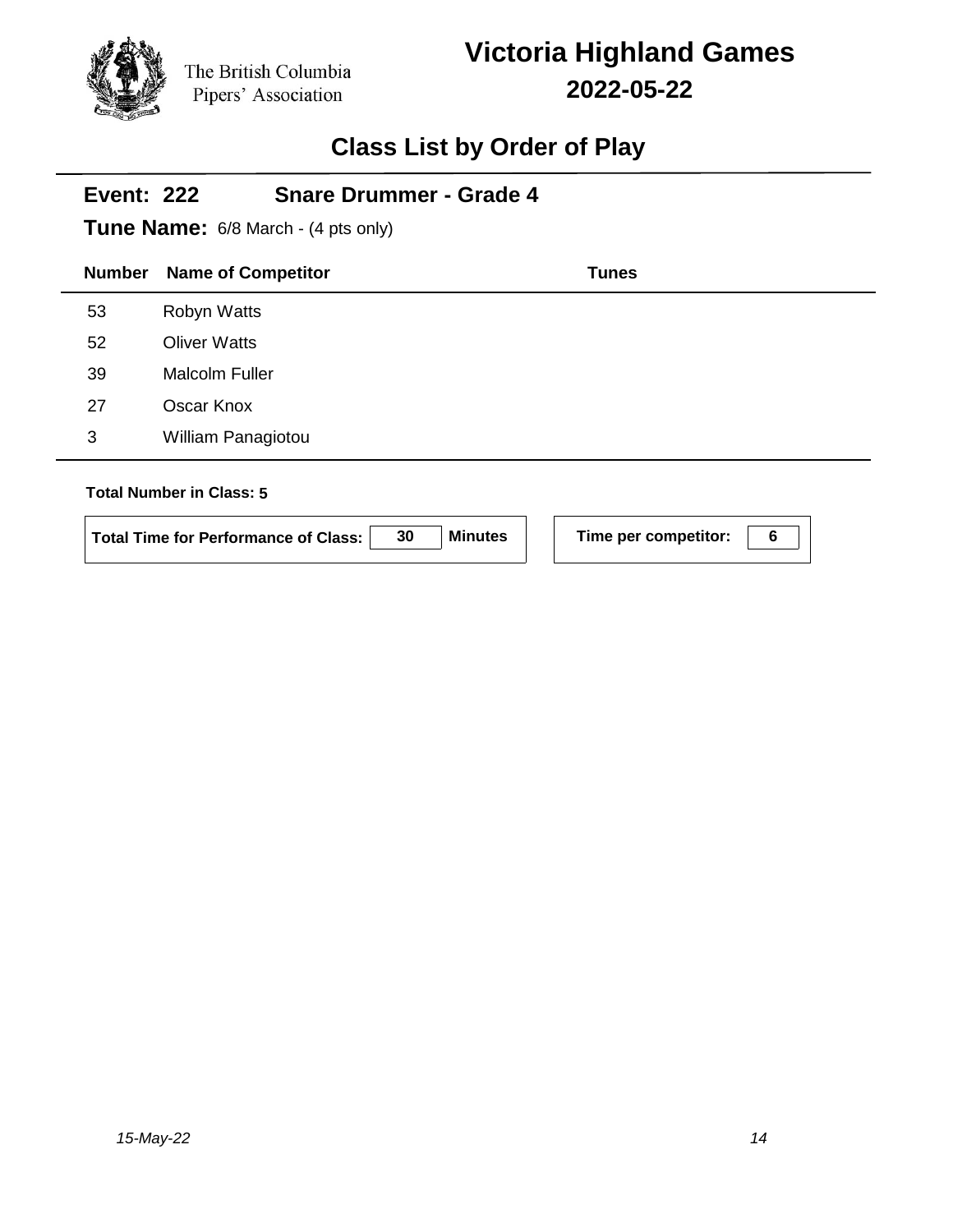The British Columbia Pipers' Association

# Victoria Highland Games

## 2022-05-22

## Class List by Order of Play

### Event: 222 Snare Drummer - Grade 4

**Tune Name:** 6/8 March - (4 pts only)

| Number | Name of Competitor | Tunes |
|---|---|---|
| 53 | Robyn Watts | |
| 52 | Oliver Watts | |
| 39 | Malcolm Fuller | |
| 27 | Oscar Knox | |
| 3 | William Panagiotou | |

**Total Number in Class: 5**

**Total Time for Performance of Class:** 30 **Minutes**

**Time per competitor:** 6

*15-May-22*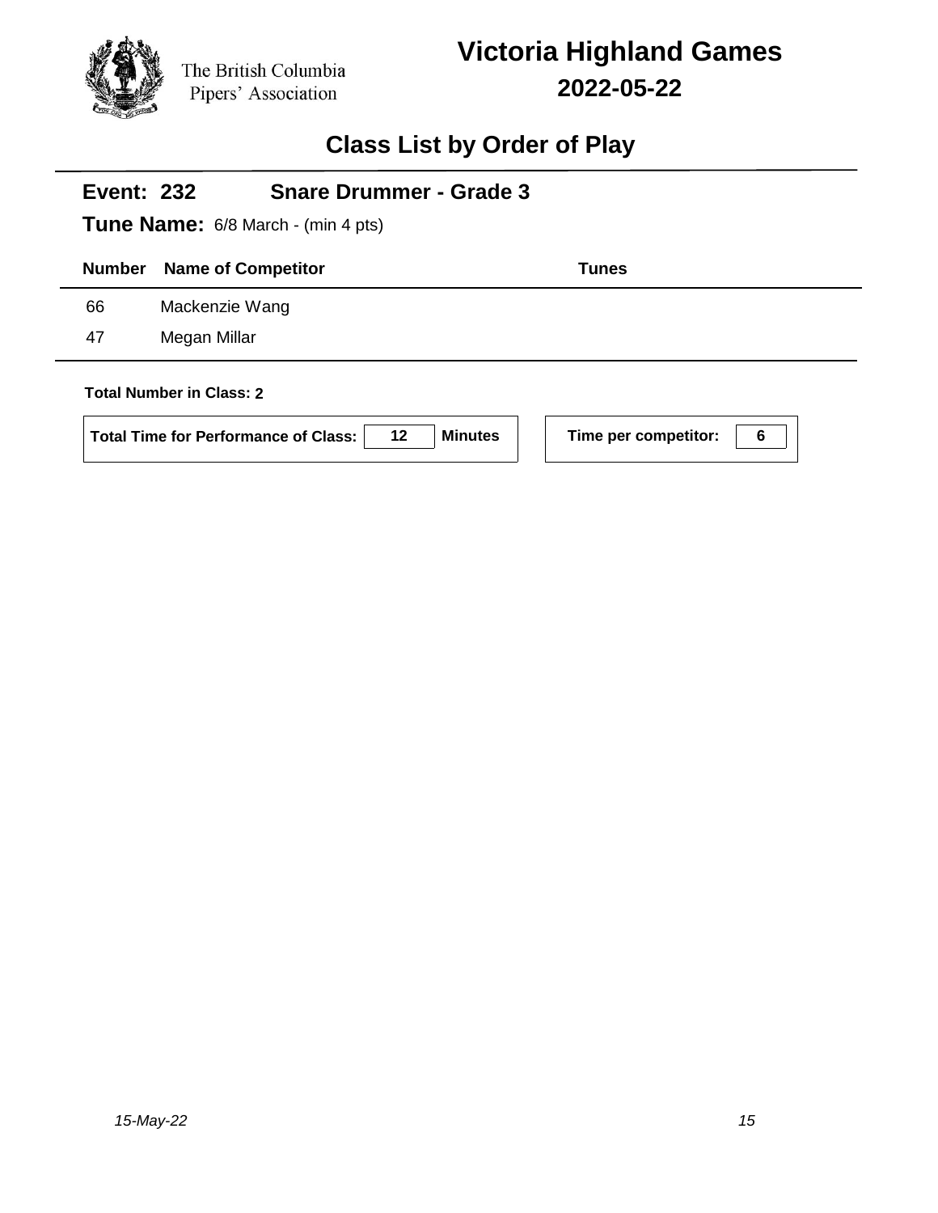The British Columbia Pipers' Association

# Victoria Highland Games

## 2022-05-22

## Class List by Order of Play

### Event: 232 Snare Drummer - Grade 3

**Tune Name:** 6/8 March - (min 4 pts)

| Number | Name of Competitor | Tunes |
|---|---|---|
| 66 | Mackenzie Wang | |
| 47 | Megan Millar | |

**Total Number in Class: 2**

| Total Time for Performance of Class: | 12 | Minutes | Time per competitor: | 6 |
|---|---|---|---|---|

*15-May-22*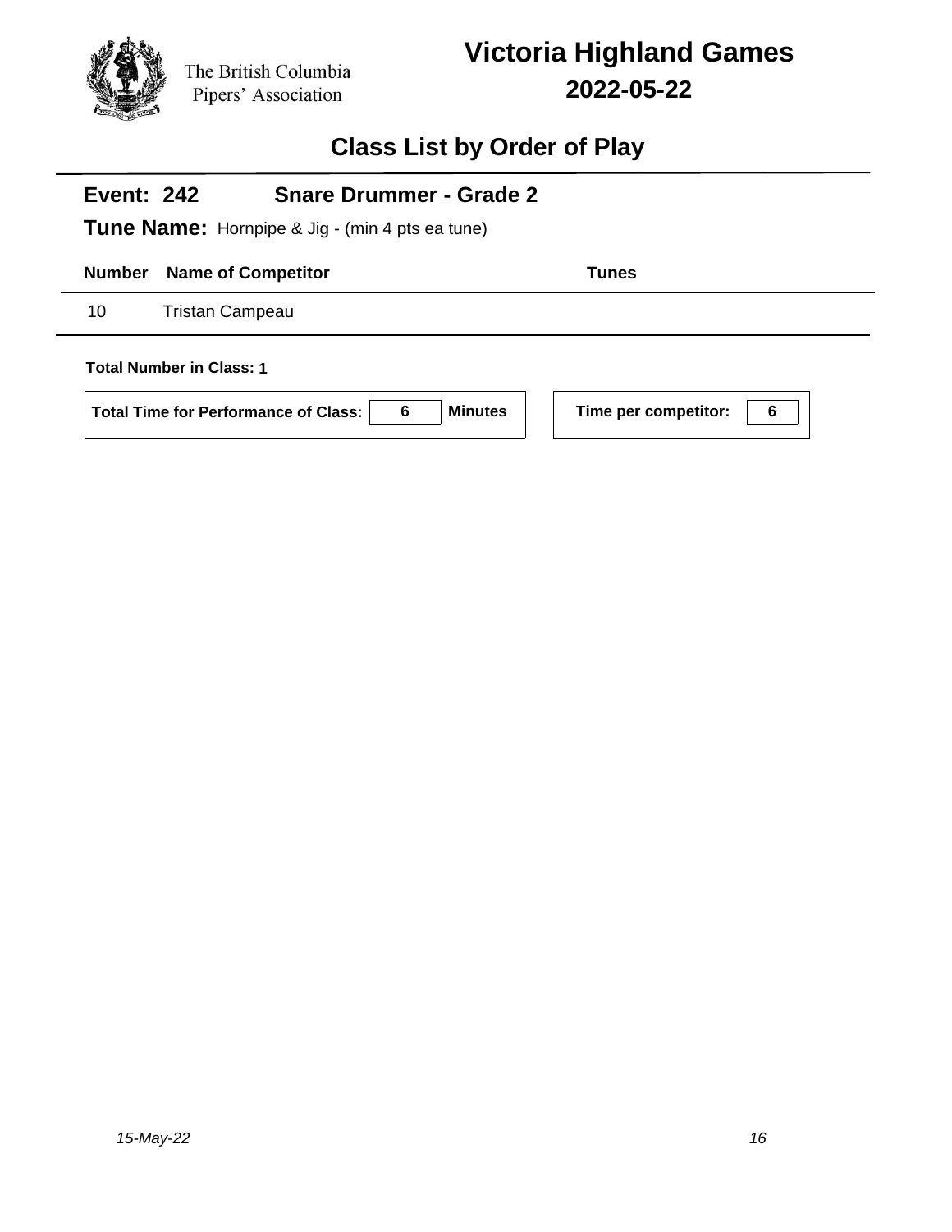The British Columbia Pipers' Association

# Victoria Highland Games

## 2022-05-22

## Class List by Order of Play

### Event: 242 Snare Drummer - Grade 2

**Tune Name:** Hornpipe & Jig - (min 4 pts ea tune)

| Number | Name of Competitor | Tunes |
|---|---|---|
| 10 | Tristan Campeau | |

**Total Number in Class: 1**

**Total Time for Performance of Class:** 6 **Minutes**

**Time per competitor:** 6

*15-May-22*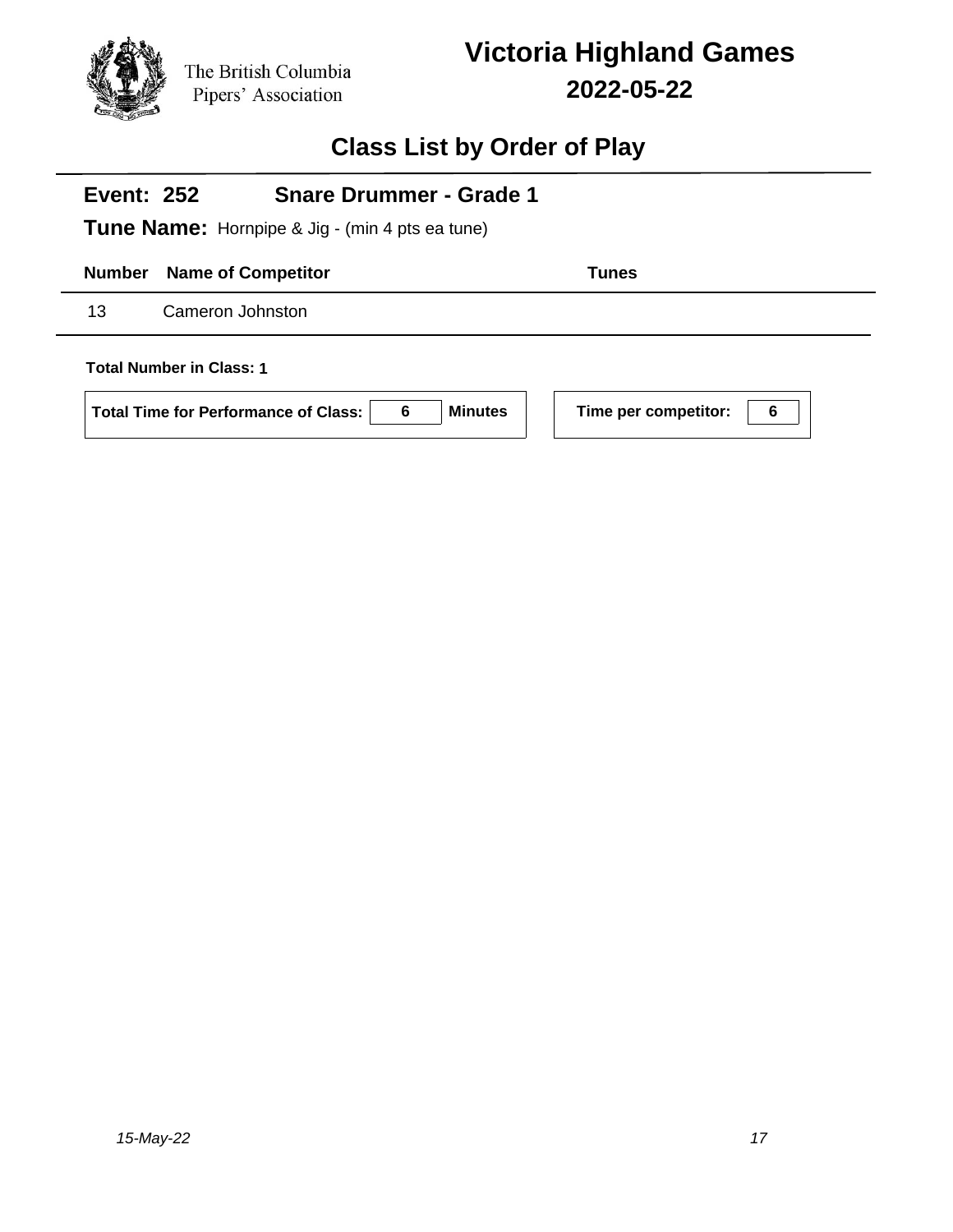The British Columbia Pipers' Association

# Victoria Highland Games

## 2022-05-22

## Class List by Order of Play

### Event: 252 Snare Drummer - Grade 1

**Tune Name:** Hornpipe & Jig - (min 4 pts ea tune)

| Number | Name of Competitor | Tunes |
| --- | --- | --- |
| 13 | Cameron Johnston | |

**Total Number in Class: 1**

**Total Time for Performance of Class:** 6 **Minutes**

**Time per competitor:** 6

*15-May-22*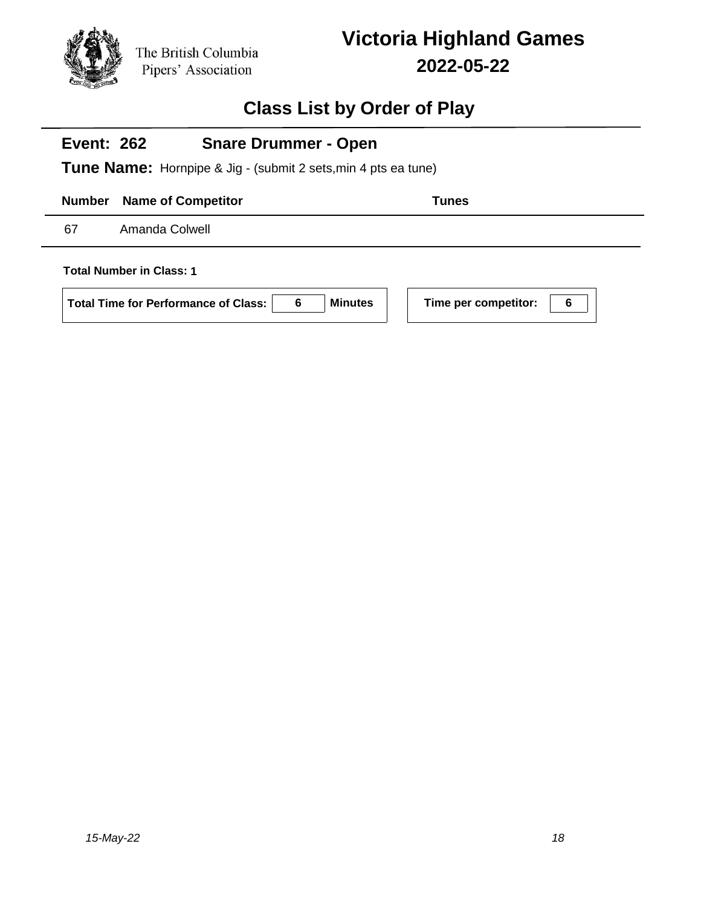The British Columbia Pipers' Association

# Victoria Highland Games

## 2022-05-22

## Class List by Order of Play

### Event: 262 Snare Drummer - Open

**Tune Name:** Hornpipe & Jig - (submit 2 sets,min 4 pts ea tune)

| Number | Name of Competitor | Tunes |
|---|---|---|
| 67 | Amanda Colwell | |

**Total Number in Class: 1**

**Total Time for Performance of Class:** 6 **Minutes**

**Time per competitor:** 6

*15-May-22*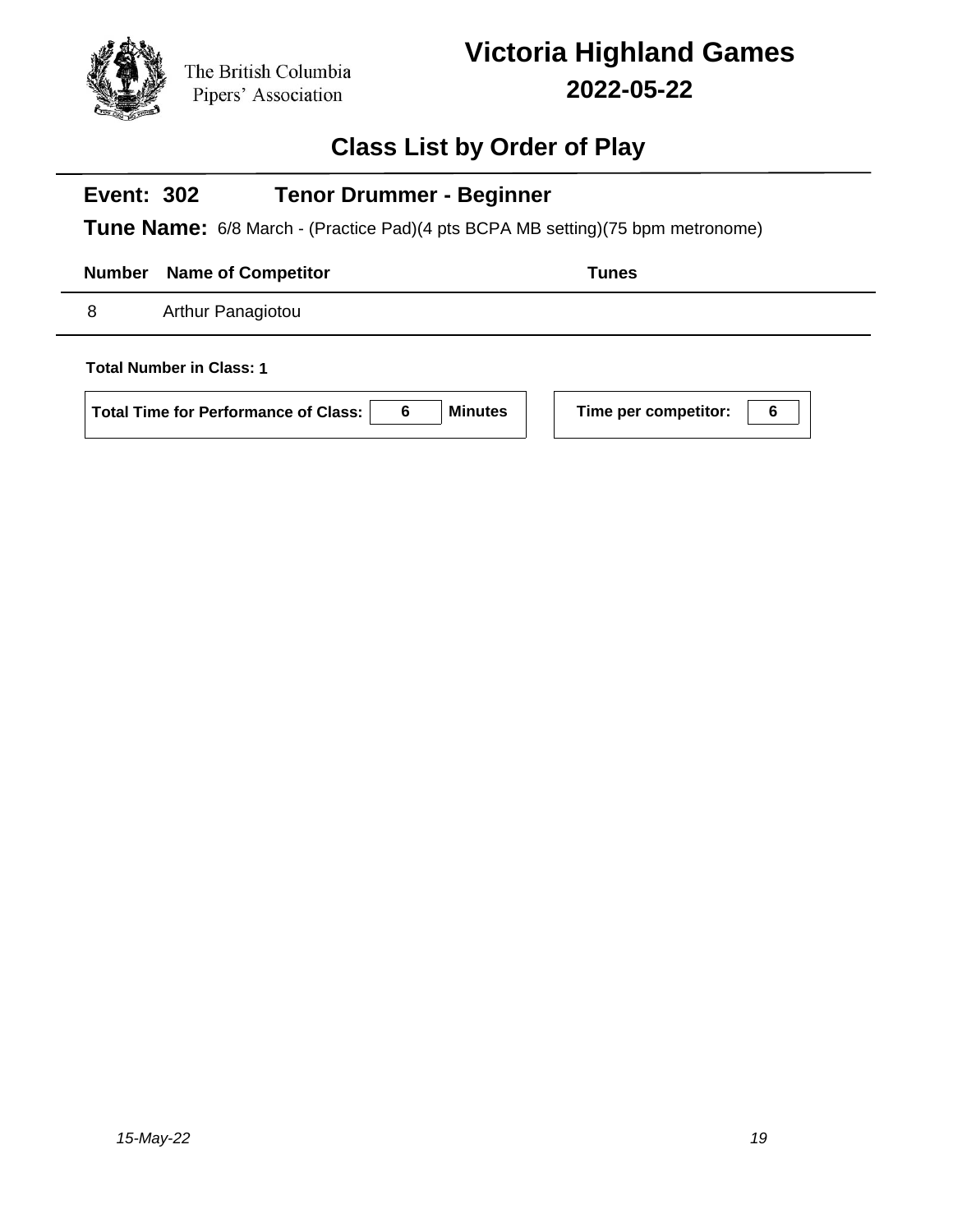The British Columbia Pipers' Association

# Victoria Highland Games

## 2022-05-22

## Class List by Order of Play

### Event: 302 Tenor Drummer - Beginner

**Tune Name:** 6/8 March - (Practice Pad)(4 pts BCPA MB setting)(75 bpm metronome)

| Number | Name of Competitor | Tunes |
|---|---|---|
| 8 | Arthur Panagiotou | |

**Total Number in Class: 1**

**Total Time for Performance of Class:** 6 **Minutes**

**Time per competitor:** 6

*15-May-22*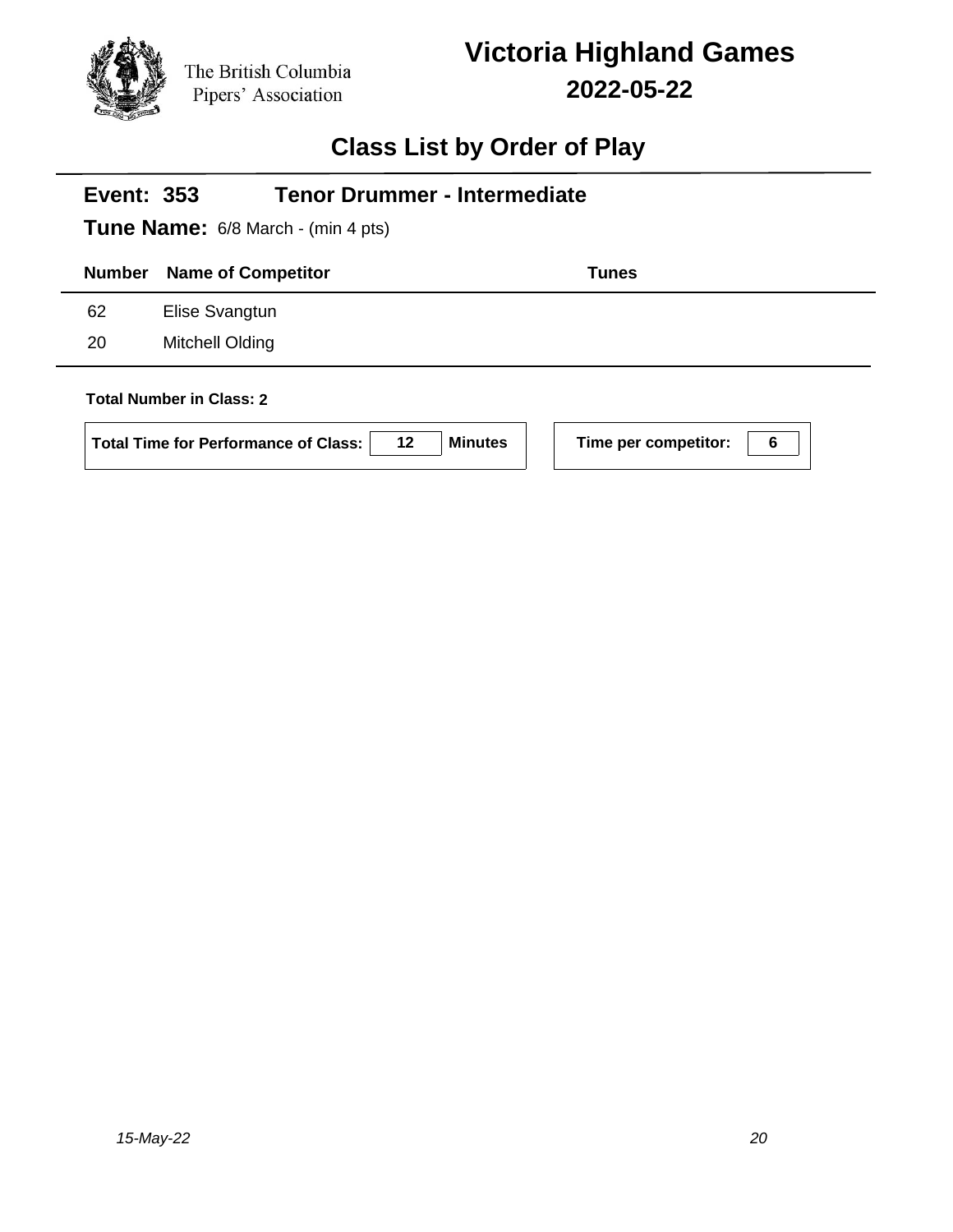The British Columbia Pipers' Association

# Victoria Highland Games

## 2022-05-22

## Class List by Order of Play

### Event: 353 Tenor Drummer - Intermediate

**Tune Name:** 6/8 March - (min 4 pts)

| Number | Name of Competitor | Tunes |
|---|---|---|
| 62 | Elise Svangtun | |
| 20 | Mitchell Olding | |

**Total Number in Class:** 2

**Total Time for Performance of Class:** 12 **Minutes**

**Time per competitor:** 6

*15-May-22*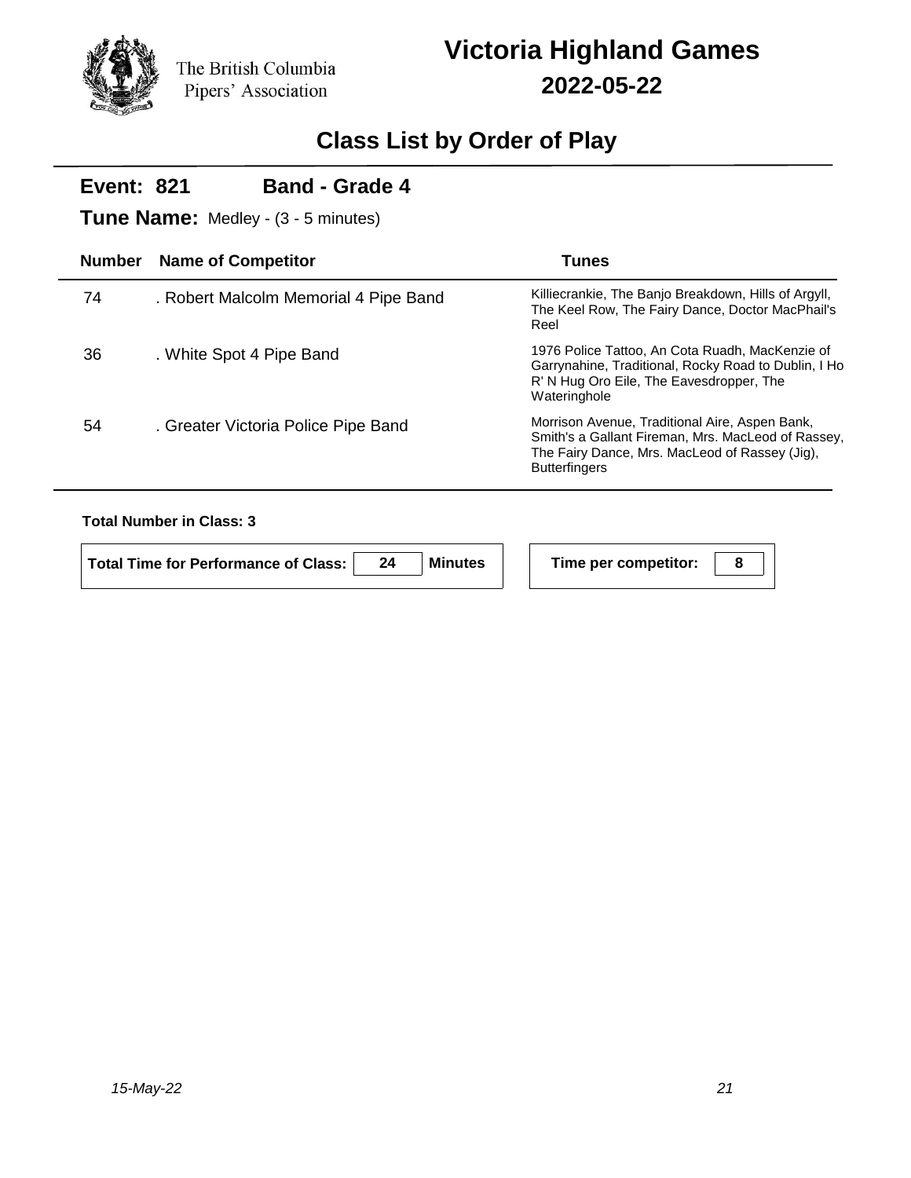The British Columbia Pipers' Association

# Victoria Highland Games

## 2022-05-22

## Class List by Order of Play

**Event: 821** **Band - Grade 4**

**Tune Name:** Medley - (3 - 5 minutes)

| Number | Name of Competitor | Tunes |
|---|---|---|
| 74 | . Robert Malcolm Memorial 4 Pipe Band | Killiecrankie, The Banjo Breakdown, Hills of Argyll, The Keel Row, The Fairy Dance, Doctor MacPhail's Reel |
| 36 | . White Spot 4 Pipe Band | 1976 Police Tattoo, An Cota Ruadh, MacKenzie of Garrynahine, Traditional, Rocky Road to Dublin, I Ho R' N Hug Oro Eile, The Eavesdropper, The Wateringhole |
| 54 | . Greater Victoria Police Pipe Band | Morrison Avenue, Traditional Aire, Aspen Bank, Smith's a Gallant Fireman, Mrs. MacLeod of Rassey, The Fairy Dance, Mrs. MacLeod of Rassey (Jig), Butterfingers |

**Total Number in Class: 3**

**Total Time for Performance of Class:** 24 **Minutes**

**Time per competitor:** 8

*15-May-22*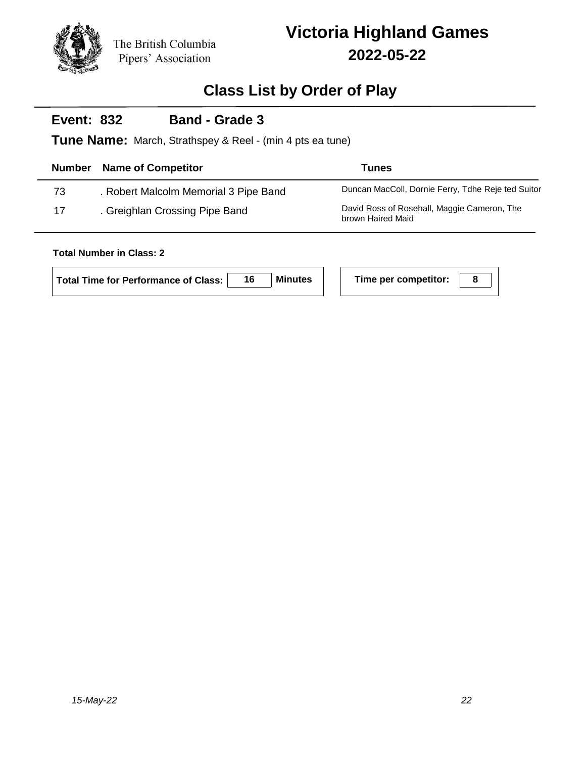The British Columbia Pipers' Association

# Victoria Highland Games

## 2022-05-22

## Class List by Order of Play

**Event: 832** **Band - Grade 3**

**Tune Name:** March, Strathspey & Reel - (min 4 pts ea tune)

| Number | Name of Competitor | Tunes |
|---|---|---|
| 73 | . Robert Malcolm Memorial 3 Pipe Band | Duncan MacColl, Dornie Ferry, Tdhe Reje ted Suitor |
| 17 | . Greighlan Crossing Pipe Band | David Ross of Rosehall, Maggie Cameron, The brown Haired Maid |

**Total Number in Class: 2**

**Total Time for Performance of Class:** 16 **Minutes**

**Time per competitor:** 8

*15-May-22*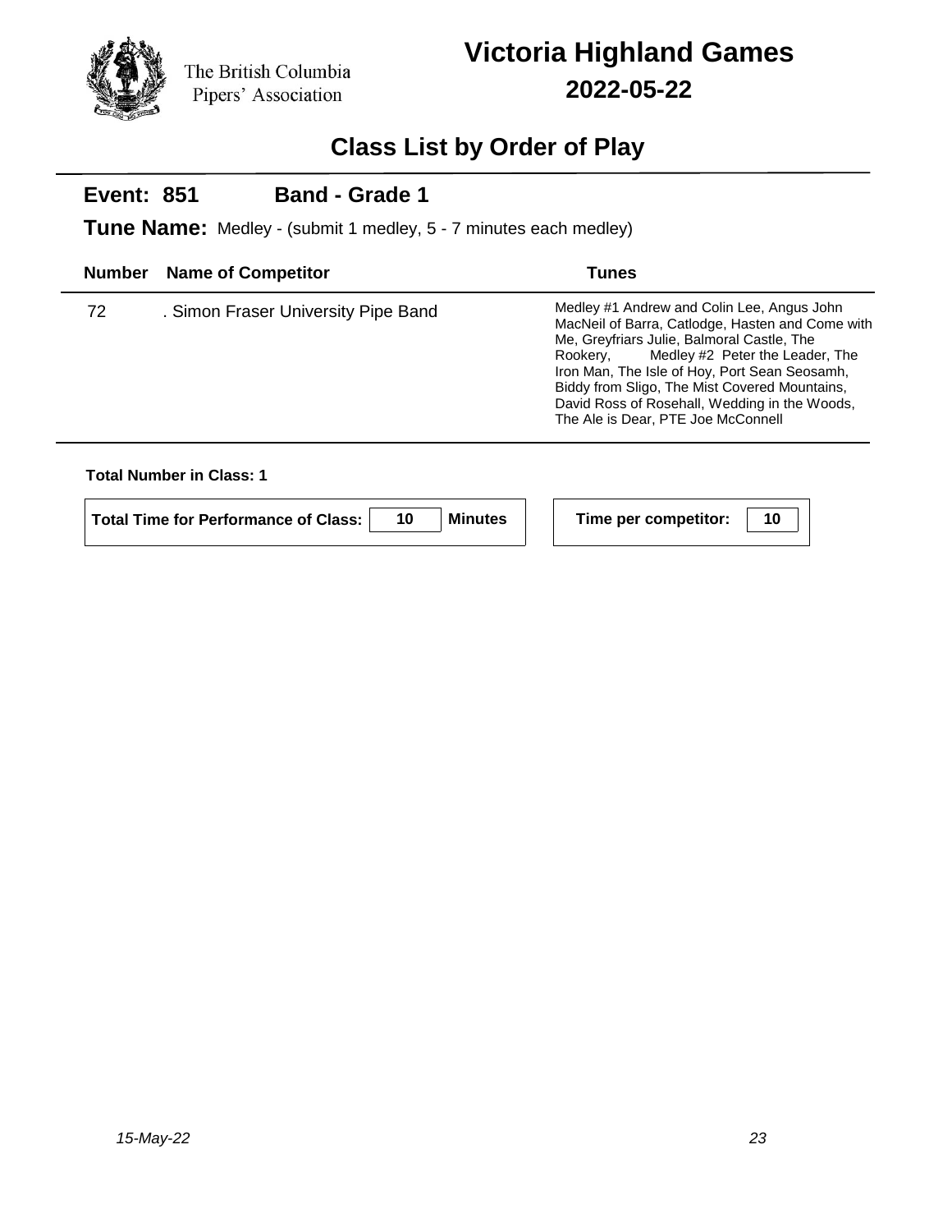The British Columbia Pipers' Association

# Victoria Highland Games

## 2022-05-22

## Class List by Order of Play

### Event: 851 Band - Grade 1

**Tune Name:** Medley - (submit 1 medley, 5 - 7 minutes each medley)

| Number | Name of Competitor | Tunes |
|---|---|---|
| 72 | . Simon Fraser University Pipe Band | Medley #1 Andrew and Colin Lee, Angus John MacNeil of Barra, Catlodge, Hasten and Come with Me, Greyfriars Julie, Balmoral Castle, The Rookery, Medley #2 Peter the Leader, The Iron Man, The Isle of Hoy, Port Sean Seosamh, Biddy from Sligo, The Mist Covered Mountains, David Ross of Rosehall, Wedding in the Woods, The Ale is Dear, PTE Joe McConnell |

**Total Number in Class: 1**

**Total Time for Performance of Class:** 10 **Minutes**

**Time per competitor:** 10

*15-May-22*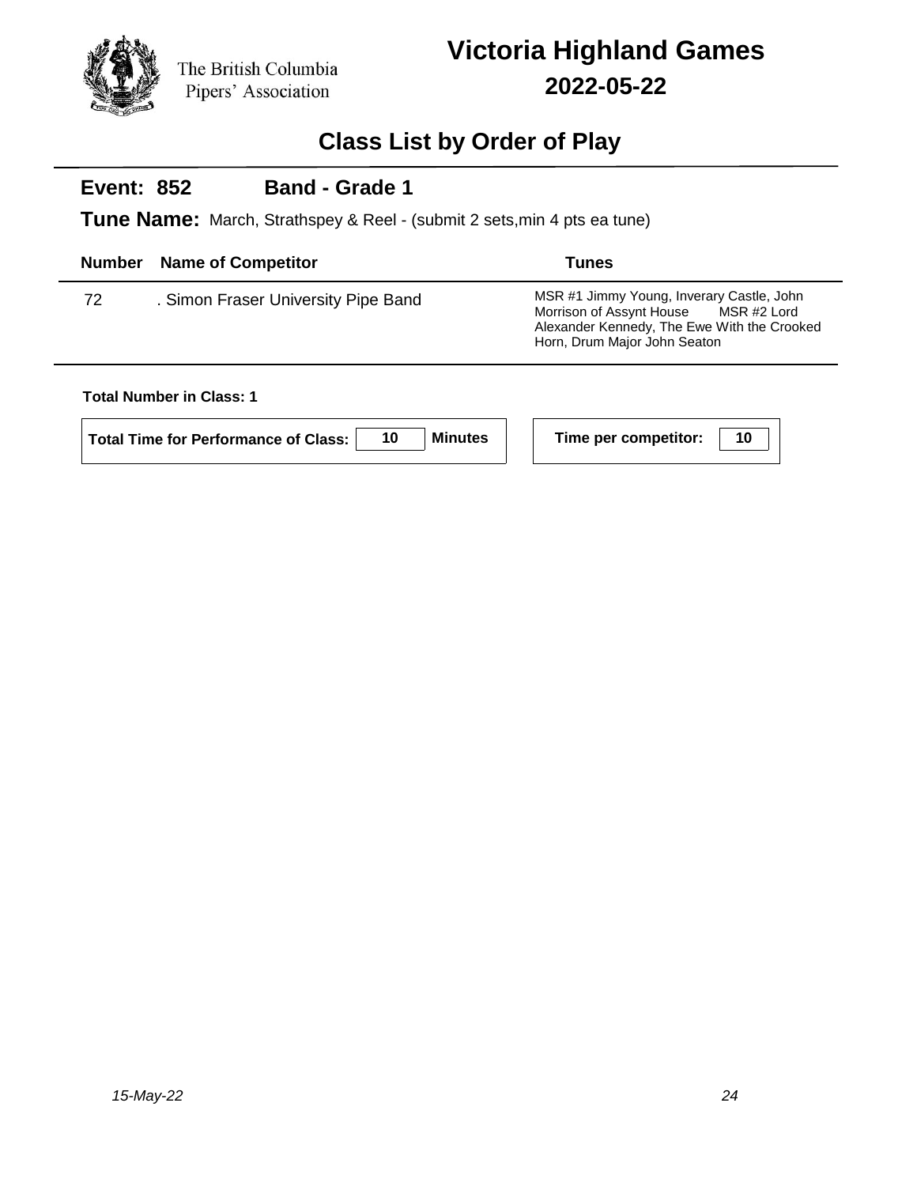The British Columbia Pipers' Association

# Victoria Highland Games

## 2022-05-22

## Class List by Order of Play

### Event: 852 Band - Grade 1

**Tune Name:** March, Strathspey & Reel - (submit 2 sets,min 4 pts ea tune)

| Number | Name of Competitor | Tunes |
|---|---|---|
| 72 | . Simon Fraser University Pipe Band | MSR #1 Jimmy Young, Inverary Castle, John Morrison of Assynt House MSR #2 Lord Alexander Kennedy, The Ewe With the Crooked Horn, Drum Major John Seaton |

**Total Number in Class: 1**

**Total Time for Performance of Class:** 10 **Minutes**

**Time per competitor:** 10

*15-May-22*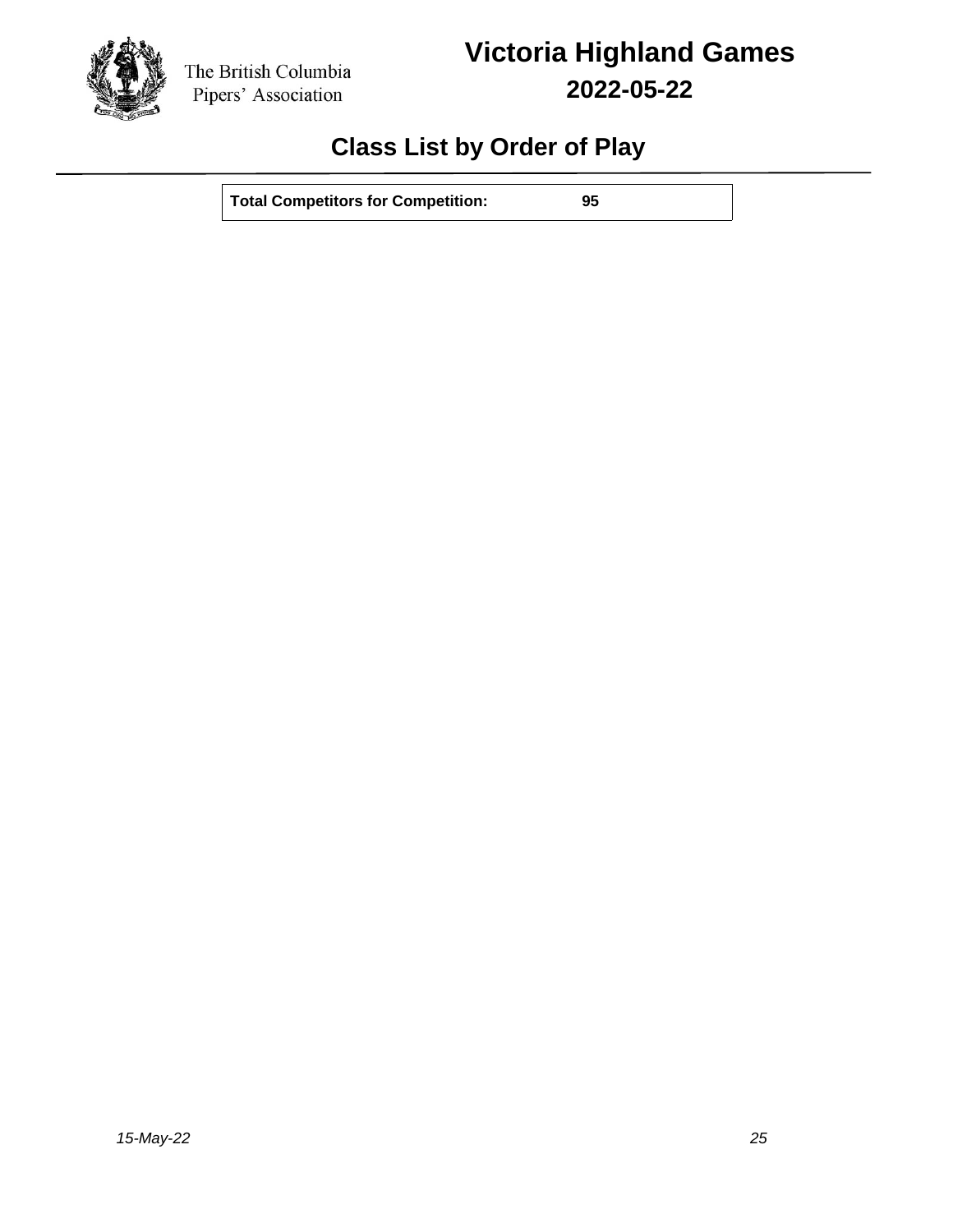The British Columbia Pipers' Association

# Victoria Highland Games

## 2022-05-22

## Class List by Order of Play

| | |
|---|---|
| **Total Competitors for Competition:** | **95** |

*15-May-22*